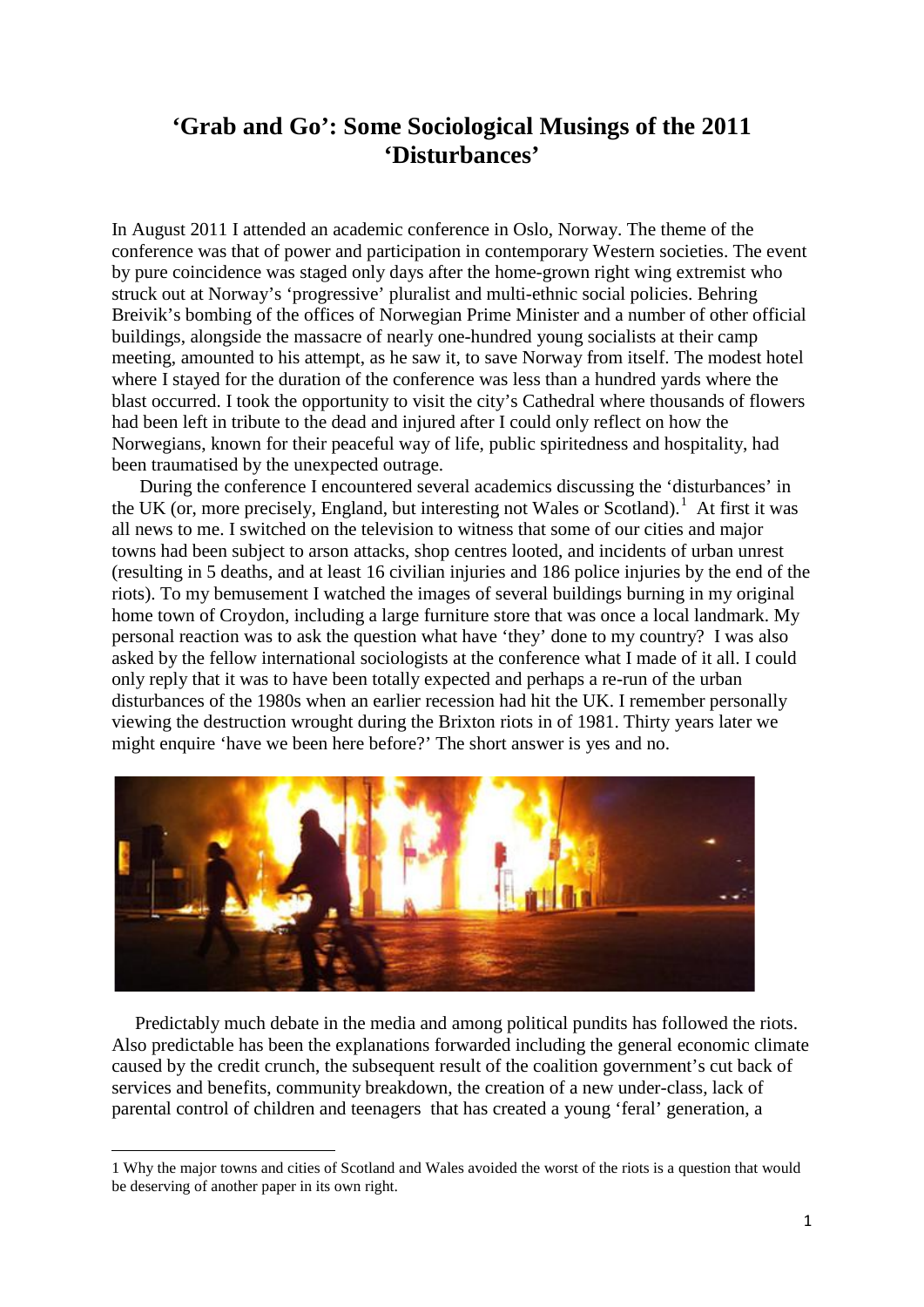# 'Grab and Go': Some Sociological Musings of the 2011 'Disturbances'

In August 2011 I attended an academic conference in Oslo, Norway. The theme of the conference was that of power and participation in contemporary Western societies. The event by pure coincidence was staged only days after the home-grown right wing extremist who struck out at Norway's 'progressive' pluralist and multi-ethnic social policies. Behring Breivik's bombing of the offices of Norwegian Prime Minister and a number of other official buildings, alongside the massacre of nearly one-hundred young socialists at their camp meeting, amounted to his attempt, as he saw it, to save Norway from itself. The modest hotel where I stayed for the duration of the conference was less than a hundred yards where the blast occurred. I took the opportunity to visit the city's Cathedral where thousands of flowers had been left in tribute to the dead and injured after I could only reflect on how the Norwegians, known for their peaceful way of life, public spiritedness and hospitality, had been traumatised by the unexpected outrage.

During the conference I encountered several academics discussing the 'disturbances' in the UK (or, more precisely, England, but interesting not Wales or Scotland).[1] At first it was all news to me. I switched on the television to witness that some of our cities and major towns had been subject to arson attacks, shop centres looted, and incidents of urban unrest (resulting in 5 deaths, and at least 16 civilian injuries and 186 police injuries by the end of the riots). To my bemusement I watched the images of several buildings burning in my original home town of Croydon, including a large furniture store that was once a local landmark. My personal reaction was to ask the question what have 'they' done to my country? I was also asked by the fellow international sociologists at the conference what I made of it all. I could only reply that it was to have been totally expected and perhaps a re-run of the urban disturbances of the 1980s when an earlier recession had hit the UK. I remember personally viewing the destruction wrought during the Brixton riots in of 1981. Thirty years later we might enquire 'have we been here before?' The short answer is yes and no.

Predictably much debate in the media and among political pundits has followed the riots. Also predictable has been the explanations forwarded including the general economic climate caused by the credit crunch, the subsequent result of the coalition government's cut back of services and benefits, community breakdown, the creation of a new under-class, lack of parental control of children and teenagers that has created a young 'feral' generation, a

---

1 Why the major towns and cities of Scotland and Wales avoided the worst of the riots is a question that would be deserving of another paper in its own right.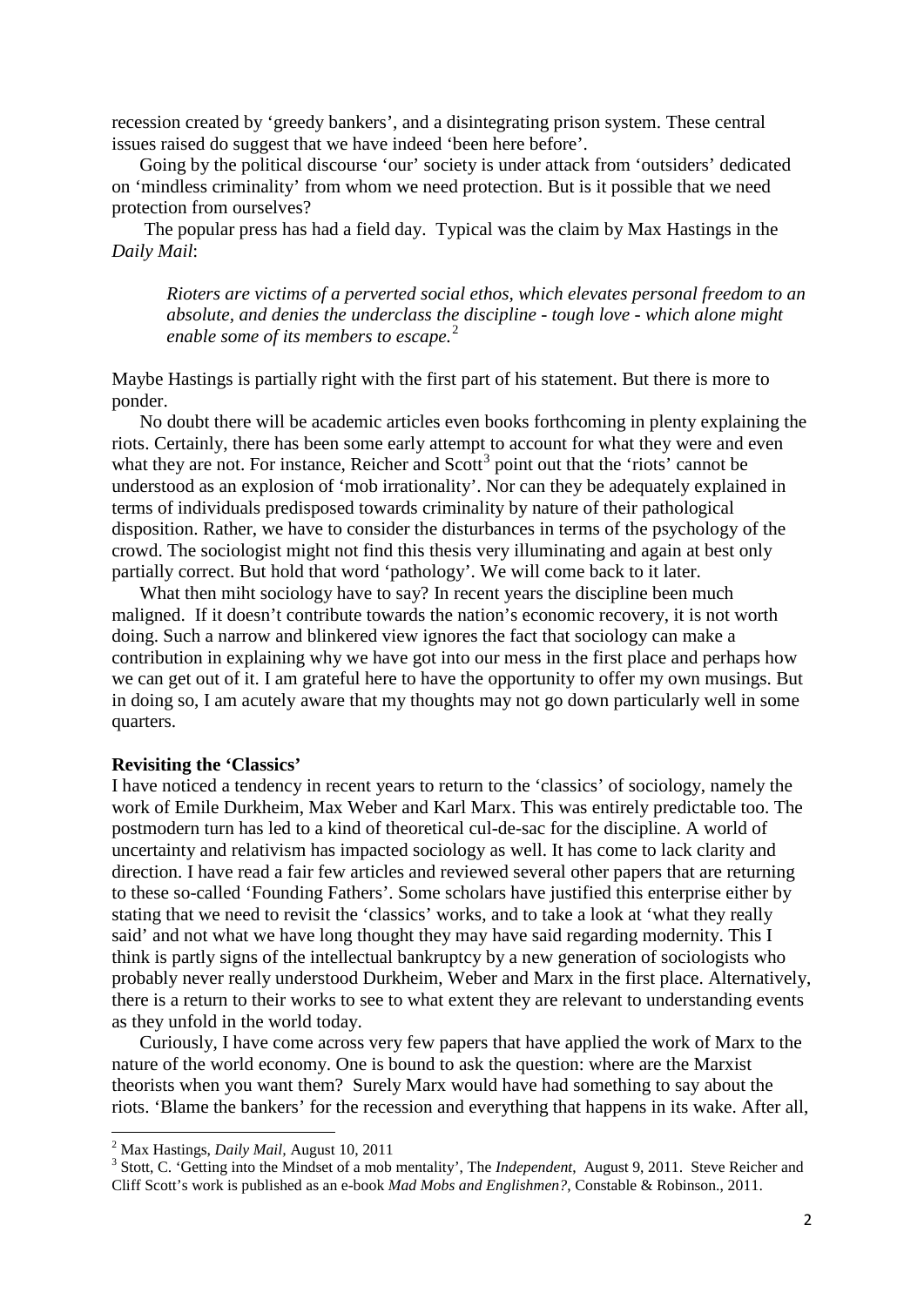recession created by 'greedy bankers', and a disintegrating prison system. These central issues raised do suggest that we have indeed 'been here before'.

Going by the political discourse 'our' society is under attack from 'outsiders' dedicated on 'mindless criminality' from whom we need protection. But is it possible that we need protection from ourselves?

The popular press has had a field day. Typical was the claim by Max Hastings in the *Daily Mail*:

> *Rioters are victims of a perverted social ethos, which elevates personal freedom to an absolute, and denies the underclass the discipline - tough love - which alone might enable some of its members to escape.*[2]

Maybe Hastings is partially right with the first part of his statement. But there is more to ponder.

No doubt there will be academic articles even books forthcoming in plenty explaining the riots. Certainly, there has been some early attempt to account for what they were and even what they are not. For instance, Reicher and Scott[3] point out that the 'riots' cannot be understood as an explosion of 'mob irrationality'. Nor can they be adequately explained in terms of individuals predisposed towards criminality by nature of their pathological disposition. Rather, we have to consider the disturbances in terms of the psychology of the crowd. The sociologist might not find this thesis very illuminating and again at best only partially correct. But hold that word 'pathology'. We will come back to it later.

What then miht sociology have to say? In recent years the discipline been much maligned. If it doesn't contribute towards the nation's economic recovery, it is not worth doing. Such a narrow and blinkered view ignores the fact that sociology can make a contribution in explaining why we have got into our mess in the first place and perhaps how we can get out of it. I am grateful here to have the opportunity to offer my own musings. But in doing so, I am acutely aware that my thoughts may not go down particularly well in some quarters.

**Revisiting the 'Classics'**

I have noticed a tendency in recent years to return to the 'classics' of sociology, namely the work of Emile Durkheim, Max Weber and Karl Marx. This was entirely predictable too. The postmodern turn has led to a kind of theoretical cul-de-sac for the discipline. A world of uncertainty and relativism has impacted sociology as well. It has come to lack clarity and direction. I have read a fair few articles and reviewed several other papers that are returning to these so-called 'Founding Fathers'. Some scholars have justified this enterprise either by stating that we need to revisit the 'classics' works, and to take a look at 'what they really said' and not what we have long thought they may have said regarding modernity. This I think is partly signs of the intellectual bankruptcy by a new generation of sociologists who probably never really understood Durkheim, Weber and Marx in the first place. Alternatively, there is a return to their works to see to what extent they are relevant to understanding events as they unfold in the world today.

Curiously, I have come across very few papers that have applied the work of Marx to the nature of the world economy. One is bound to ask the question: where are the Marxist theorists when you want them? Surely Marx would have had something to say about the riots. 'Blame the bankers' for the recession and everything that happens in its wake. After all,

---

[2] Max Hastings, *Daily Mail*, August 10, 2011

[3] Stott, C. 'Getting into the Mindset of a mob mentality', The *Independent*, August 9, 2011. Steve Reicher and Cliff Scott's work is published as an e-book *Mad Mobs and Englishmen?*, Constable & Robinson., 2011.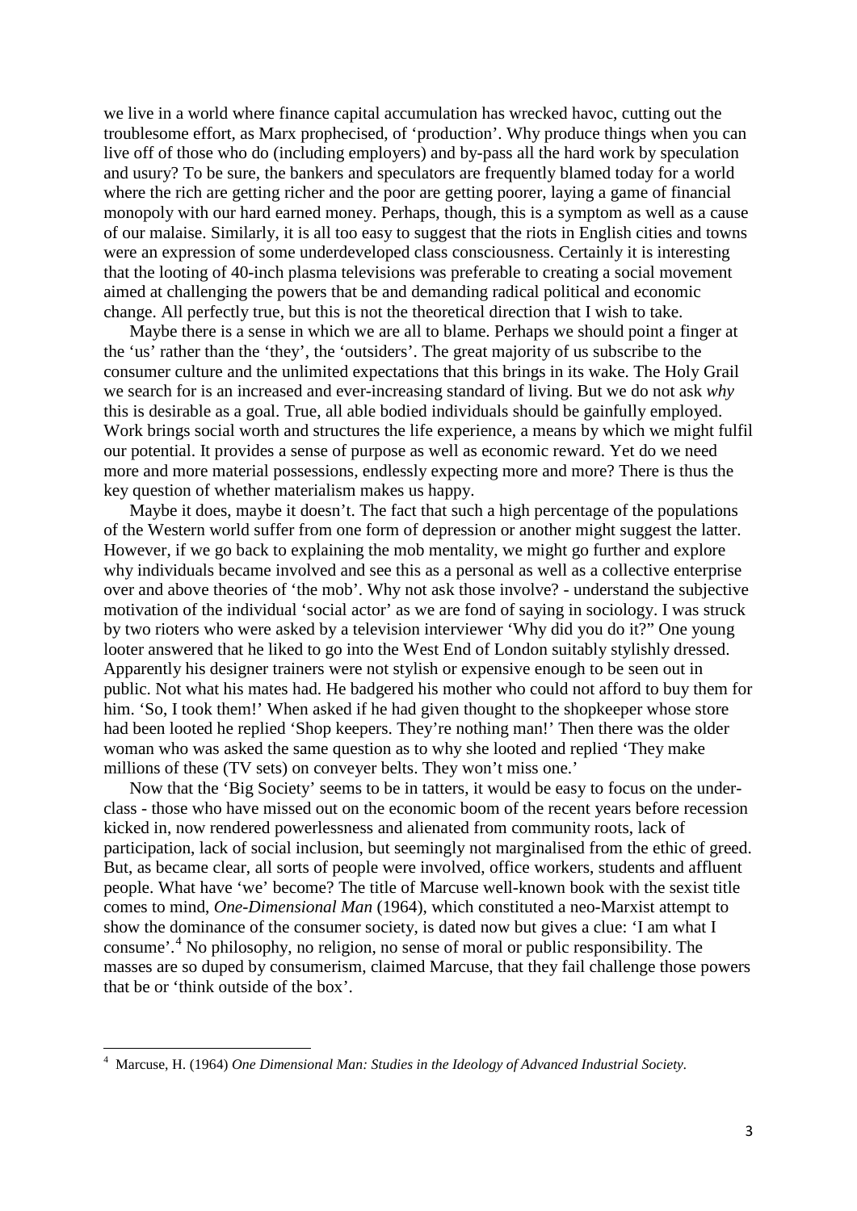we live in a world where finance capital accumulation has wrecked havoc, cutting out the troublesome effort, as Marx prophecised, of 'production'. Why produce things when you can live off of those who do (including employers) and by-pass all the hard work by speculation and usury? To be sure, the bankers and speculators are frequently blamed today for a world where the rich are getting richer and the poor are getting poorer, laying a game of financial monopoly with our hard earned money. Perhaps, though, this is a symptom as well as a cause of our malaise. Similarly, it is all too easy to suggest that the riots in English cities and towns were an expression of some underdeveloped class consciousness. Certainly it is interesting that the looting of 40-inch plasma televisions was preferable to creating a social movement aimed at challenging the powers that be and demanding radical political and economic change. All perfectly true, but this is not the theoretical direction that I wish to take.

Maybe there is a sense in which we are all to blame. Perhaps we should point a finger at the 'us' rather than the 'they', the 'outsiders'. The great majority of us subscribe to the consumer culture and the unlimited expectations that this brings in its wake. The Holy Grail we search for is an increased and ever-increasing standard of living. But we do not ask *why* this is desirable as a goal. True, all able bodied individuals should be gainfully employed. Work brings social worth and structures the life experience, a means by which we might fulfil our potential. It provides a sense of purpose as well as economic reward. Yet do we need more and more material possessions, endlessly expecting more and more? There is thus the key question of whether materialism makes us happy.

Maybe it does, maybe it doesn't. The fact that such a high percentage of the populations of the Western world suffer from one form of depression or another might suggest the latter. However, if we go back to explaining the mob mentality, we might go further and explore why individuals became involved and see this as a personal as well as a collective enterprise over and above theories of 'the mob'. Why not ask those involve? - understand the subjective motivation of the individual 'social actor' as we are fond of saying in sociology. I was struck by two rioters who were asked by a television interviewer 'Why did you do it?" One young looter answered that he liked to go into the West End of London suitably stylishly dressed. Apparently his designer trainers were not stylish or expensive enough to be seen out in public. Not what his mates had. He badgered his mother who could not afford to buy them for him. 'So, I took them!' When asked if he had given thought to the shopkeeper whose store had been looted he replied 'Shop keepers. They're nothing man!' Then there was the older woman who was asked the same question as to why she looted and replied 'They make millions of these (TV sets) on conveyer belts. They won't miss one.'

Now that the 'Big Society' seems to be in tatters, it would be easy to focus on the under-class - those who have missed out on the economic boom of the recent years before recession kicked in, now rendered powerlessness and alienated from community roots, lack of participation, lack of social inclusion, but seemingly not marginalised from the ethic of greed. But, as became clear, all sorts of people were involved, office workers, students and affluent people. What have 'we' become? The title of Marcuse well-known book with the sexist title comes to mind, *One-Dimensional Man* (1964), which constituted a neo-Marxist attempt to show the dominance of the consumer society, is dated now but gives a clue: 'I am what I consume'.[4] No philosophy, no religion, no sense of moral or public responsibility. The masses are so duped by consumerism, claimed Marcuse, that they fail challenge those powers that be or 'think outside of the box'.

---

[4] Marcuse, H. (1964) *One Dimensional Man: Studies in the Ideology of Advanced Industrial Society*.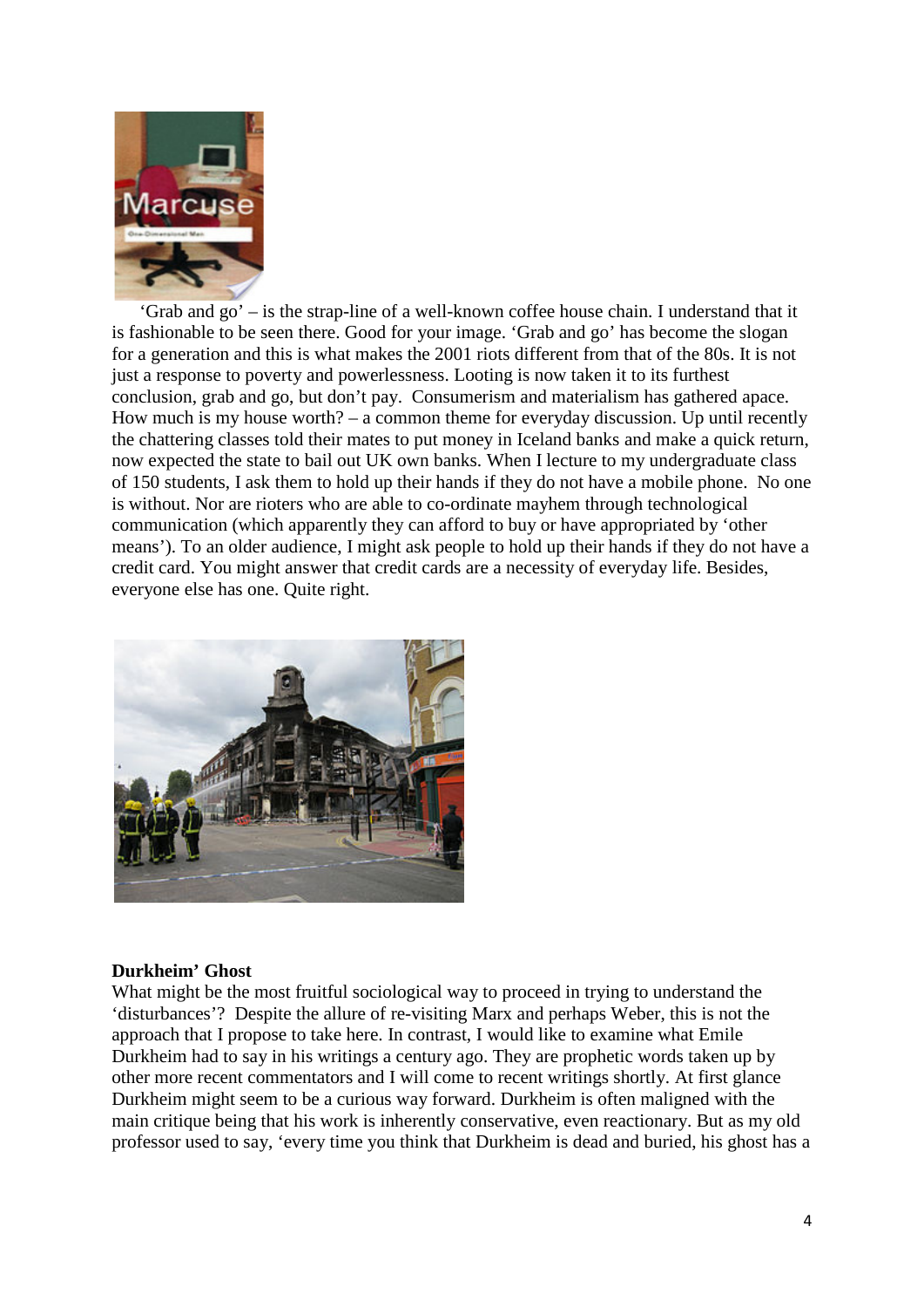'Grab and go' – is the strap-line of a well-known coffee house chain. I understand that it is fashionable to be seen there. Good for your image. 'Grab and go' has become the slogan for a generation and this is what makes the 2001 riots different from that of the 80s. It is not just a response to poverty and powerlessness. Looting is now taken it to its furthest conclusion, grab and go, but don't pay. Consumerism and materialism has gathered apace. How much is my house worth? – a common theme for everyday discussion. Up until recently the chattering classes told their mates to put money in Iceland banks and make a quick return, now expected the state to bail out UK own banks. When I lecture to my undergraduate class of 150 students, I ask them to hold up their hands if they do not have a mobile phone. No one is without. Nor are rioters who are able to co-ordinate mayhem through technological communication (which apparently they can afford to buy or have appropriated by 'other means'). To an older audience, I might ask people to hold up their hands if they do not have a credit card. You might answer that credit cards are a necessity of everyday life. Besides, everyone else has one. Quite right.

**Durkheim' Ghost**

What might be the most fruitful sociological way to proceed in trying to understand the 'disturbances'? Despite the allure of re-visiting Marx and perhaps Weber, this is not the approach that I propose to take here. In contrast, I would like to examine what Emile Durkheim had to say in his writings a century ago. They are prophetic words taken up by other more recent commentators and I will come to recent writings shortly. At first glance Durkheim might seem to be a curious way forward. Durkheim is often maligned with the main critique being that his work is inherently conservative, even reactionary. But as my old professor used to say, 'every time you think that Durkheim is dead and buried, his ghost has a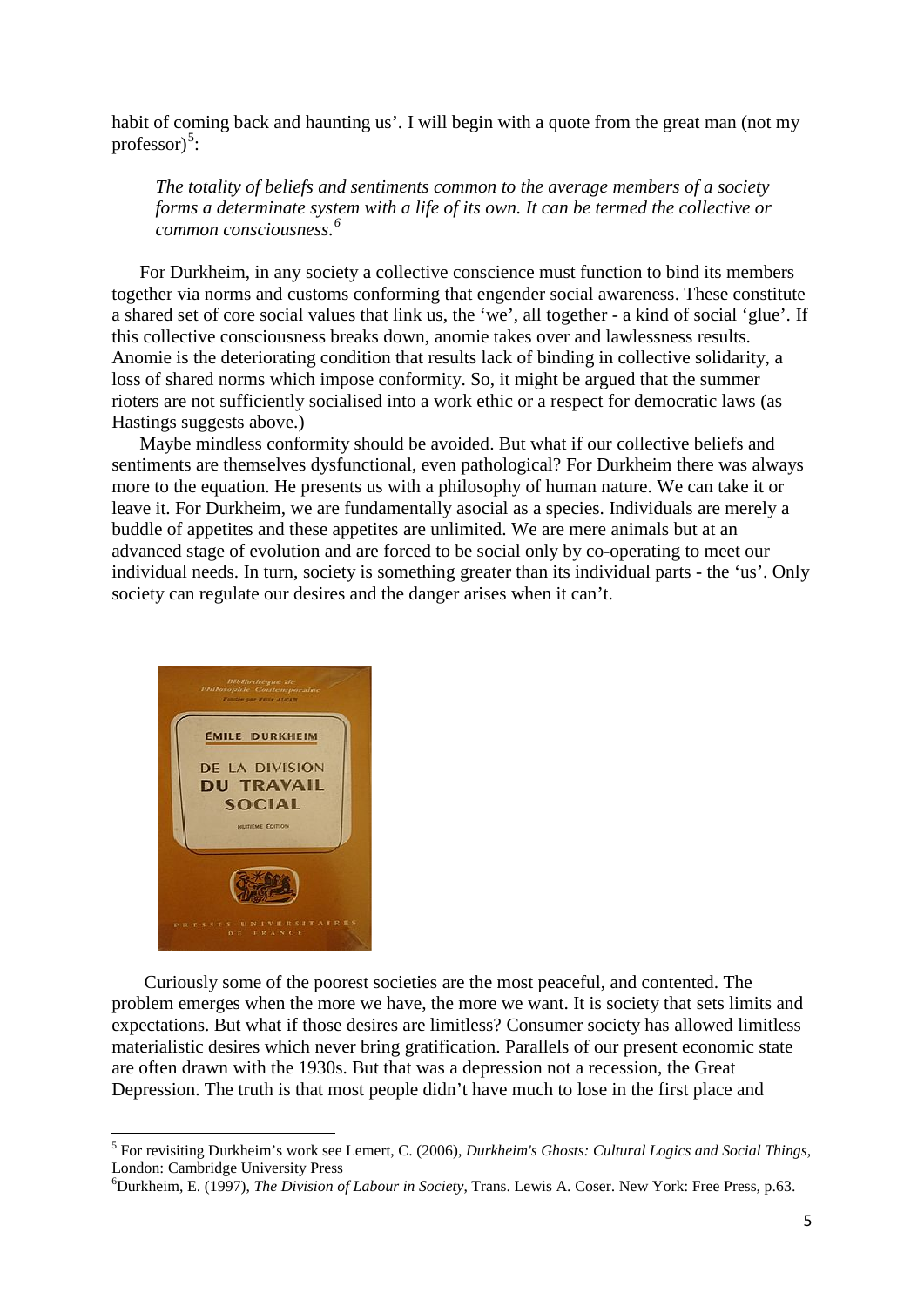habit of coming back and haunting us'. I will begin with a quote from the great man (not my professor)[5]:

> *The totality of beliefs and sentiments common to the average members of a society forms a determinate system with a life of its own. It can be termed the collective or common consciousness.*[6]

For Durkheim, in any society a collective conscience must function to bind its members together via norms and customs conforming that engender social awareness. These constitute a shared set of core social values that link us, the 'we', all together - a kind of social 'glue'. If this collective consciousness breaks down, anomie takes over and lawlessness results. Anomie is the deteriorating condition that results lack of binding in collective solidarity, a loss of shared norms which impose conformity. So, it might be argued that the summer rioters are not sufficiently socialised into a work ethic or a respect for democratic laws (as Hastings suggests above.)

Maybe mindless conformity should be avoided. But what if our collective beliefs and sentiments are themselves dysfunctional, even pathological? For Durkheim there was always more to the equation. He presents us with a philosophy of human nature. We can take it or leave it. For Durkheim, we are fundamentally asocial as a species. Individuals are merely a buddle of appetites and these appetites are unlimited. We are mere animals but at an advanced stage of evolution and are forced to be social only by co-operating to meet our individual needs. In turn, society is something greater than its individual parts - the 'us'. Only society can regulate our desires and the danger arises when it can't.

Curiously some of the poorest societies are the most peaceful, and contented. The problem emerges when the more we have, the more we want. It is society that sets limits and expectations. But what if those desires are limitless? Consumer society has allowed limitless materialistic desires which never bring gratification. Parallels of our present economic state are often drawn with the 1930s. But that was a depression not a recession, the Great Depression. The truth is that most people didn't have much to lose in the first place and

---

[5] For revisiting Durkheim's work see Lemert, C. (2006), *Durkheim's Ghosts: Cultural Logics and Social Things*, London: Cambridge University Press

[6] Durkheim, E. (1997), *The Division of Labour in Society*, Trans. Lewis A. Coser. New York: Free Press, p.63.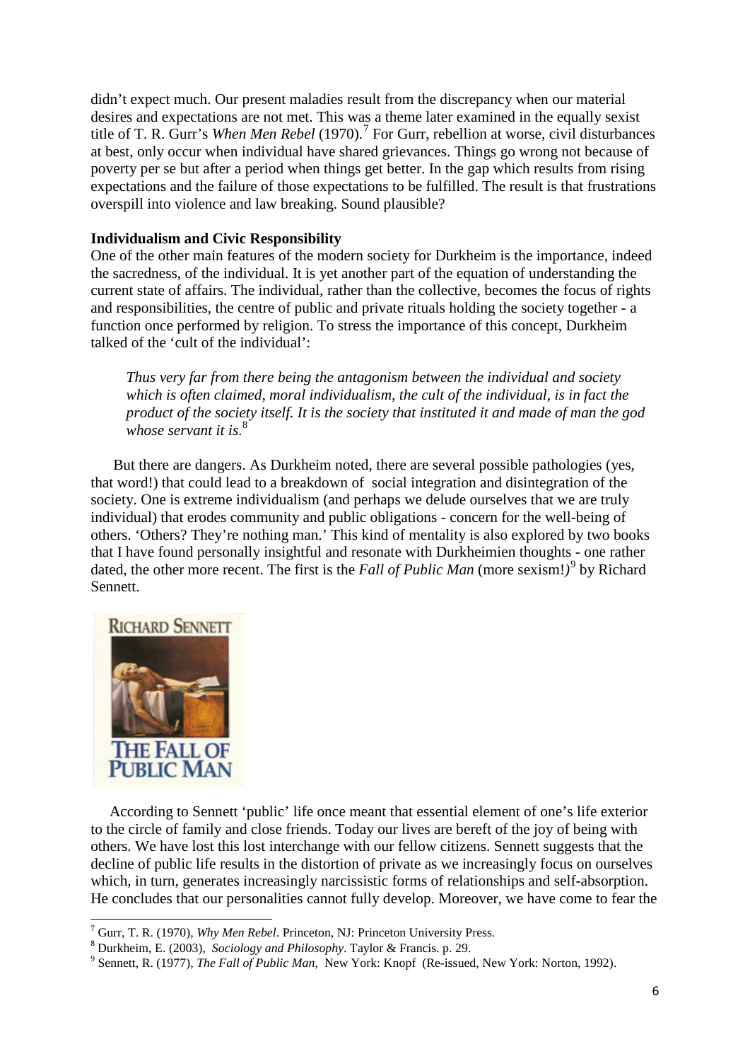didn't expect much. Our present maladies result from the discrepancy when our material desires and expectations are not met. This was a theme later examined in the equally sexist title of T. R. Gurr's *When Men Rebel* (1970).[7] For Gurr, rebellion at worse, civil disturbances at best, only occur when individual have shared grievances. Things go wrong not because of poverty per se but after a period when things get better. In the gap which results from rising expectations and the failure of those expectations to be fulfilled. The result is that frustrations overspill into violence and law breaking. Sound plausible?

**Individualism and Civic Responsibility**

One of the other main features of the modern society for Durkheim is the importance, indeed the sacredness, of the individual. It is yet another part of the equation of understanding the current state of affairs. The individual, rather than the collective, becomes the focus of rights and responsibilities, the centre of public and private rituals holding the society together - a function once performed by religion. To stress the importance of this concept, Durkheim talked of the 'cult of the individual':

> *Thus very far from there being the antagonism between the individual and society which is often claimed, moral individualism, the cult of the individual, is in fact the product of the society itself. It is the society that instituted it and made of man the god whose servant it is.*[8]

But there are dangers. As Durkheim noted, there are several possible pathologies (yes, that word!) that could lead to a breakdown of social integration and disintegration of the society. One is extreme individualism (and perhaps we delude ourselves that we are truly individual) that erodes community and public obligations - concern for the well-being of others. 'Others? They're nothing man.' This kind of mentality is also explored by two books that I have found personally insightful and resonate with Durkheimien thoughts - one rather dated, the other more recent. The first is the *Fall of Public Man* (more sexism!*)*[9] by Richard Sennett.

According to Sennett 'public' life once meant that essential element of one's life exterior to the circle of family and close friends. Today our lives are bereft of the joy of being with others. We have lost this lost interchange with our fellow citizens. Sennett suggests that the decline of public life results in the distortion of private as we increasingly focus on ourselves which, in turn, generates increasingly narcissistic forms of relationships and self-absorption. He concludes that our personalities cannot fully develop. Moreover, we have come to fear the

---

[7] Gurr, T. R. (1970), *Why Men Rebel*. Princeton, NJ: Princeton University Press.

[8] Durkheim, E. (2003), *Sociology and Philosophy*. Taylor & Francis. p. 29.

[9] Sennett, R. (1977), *The Fall of Public Man*, New York: Knopf (Re-issued, New York: Norton, 1992).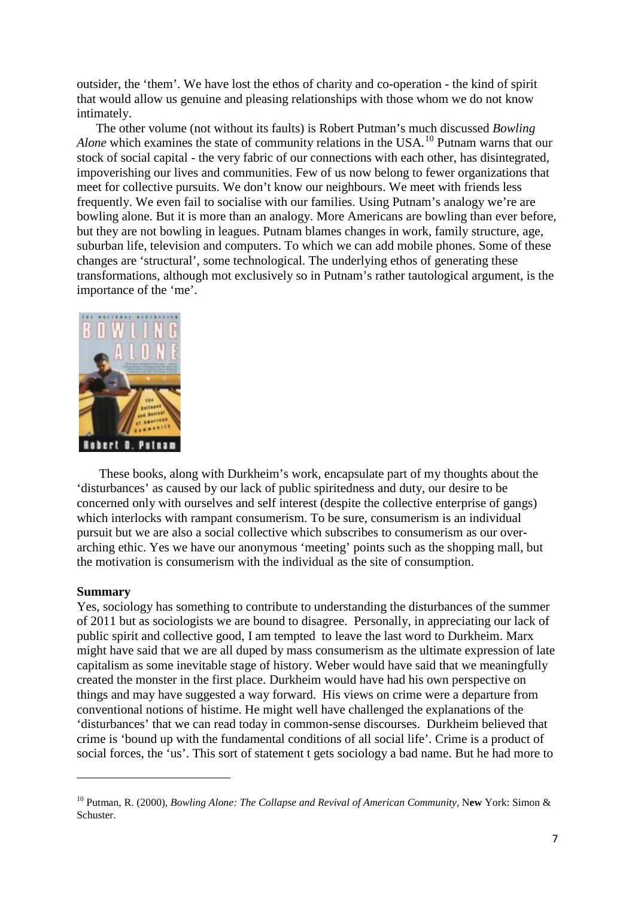outsider, the 'them'. We have lost the ethos of charity and co-operation - the kind of spirit that would allow us genuine and pleasing relationships with those whom we do not know intimately.

The other volume (not without its faults) is Robert Putman's much discussed *Bowling Alone* which examines the state of community relations in the USA.[10] Putnam warns that our stock of social capital - the very fabric of our connections with each other, has disintegrated, impoverishing our lives and communities. Few of us now belong to fewer organizations that meet for collective pursuits. We don't know our neighbours. We meet with friends less frequently. We even fail to socialise with our families. Using Putnam's analogy we're are bowling alone. But it is more than an analogy. More Americans are bowling than ever before, but they are not bowling in leagues. Putnam blames changes in work, family structure, age, suburban life, television and computers. To which we can add mobile phones. Some of these changes are 'structural', some technological. The underlying ethos of generating these transformations, although mot exclusively so in Putnam's rather tautological argument, is the importance of the 'me'.

These books, along with Durkheim's work, encapsulate part of my thoughts about the 'disturbances' as caused by our lack of public spiritedness and duty, our desire to be concerned only with ourselves and self interest (despite the collective enterprise of gangs) which interlocks with rampant consumerism. To be sure, consumerism is an individual pursuit but we are also a social collective which subscribes to consumerism as our over-arching ethic. Yes we have our anonymous 'meeting' points such as the shopping mall, but the motivation is consumerism with the individual as the site of consumption.

**Summary**

Yes, sociology has something to contribute to understanding the disturbances of the summer of 2011 but as sociologists we are bound to disagree. Personally, in appreciating our lack of public spirit and collective good, I am tempted to leave the last word to Durkheim. Marx might have said that we are all duped by mass consumerism as the ultimate expression of late capitalism as some inevitable stage of history. Weber would have said that we meaningfully created the monster in the first place. Durkheim would have had his own perspective on things and may have suggested a way forward. His views on crime were a departure from conventional notions of histime. He might well have challenged the explanations of the 'disturbances' that we can read today in common-sense discourses. Durkheim believed that crime is 'bound up with the fundamental conditions of all social life'. Crime is a product of social forces, the 'us'. This sort of statement t gets sociology a bad name. But he had more to

---

[10] Putman, R. (2000), *Bowling Alone: The Collapse and Revival of American Community*, N**ew** York: Simon & Schuster.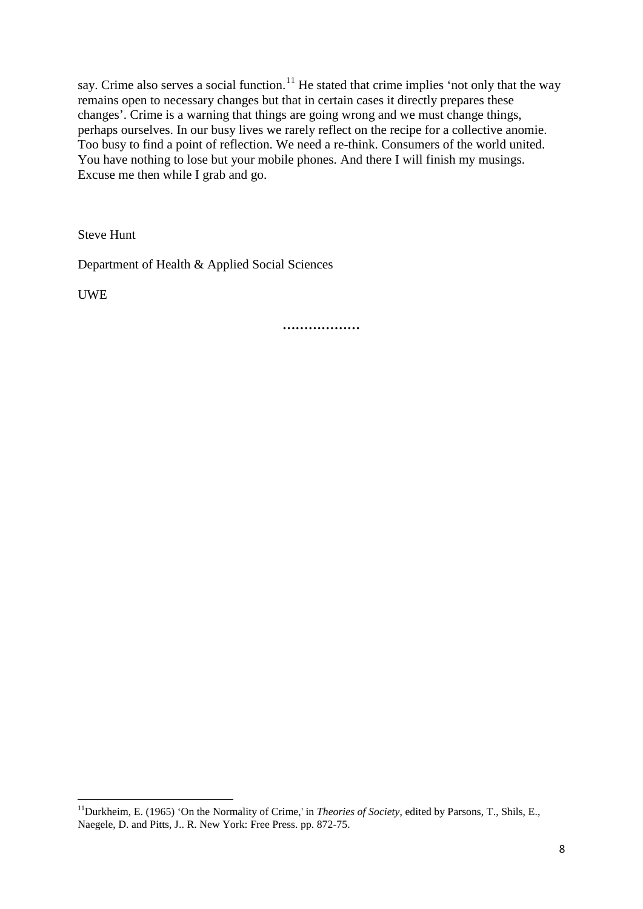say. Crime also serves a social function.[11] He stated that crime implies 'not only that the way remains open to necessary changes but that in certain cases it directly prepares these changes'. Crime is a warning that things are going wrong and we must change things, perhaps ourselves. In our busy lives we rarely reflect on the recipe for a collective anomie. Too busy to find a point of reflection. We need a re-think. Consumers of the world united. You have nothing to lose but your mobile phones. And there I will finish my musings. Excuse me then while I grab and go.

Steve Hunt

Department of Health & Applied Social Sciences

UWE

………………

[11]Durkheim, E. (1965) 'On the Normality of Crime,' in *Theories of Society*, edited by Parsons, T., Shils, E., Naegele, D. and Pitts, J.. R. New York: Free Press. pp. 872-75.